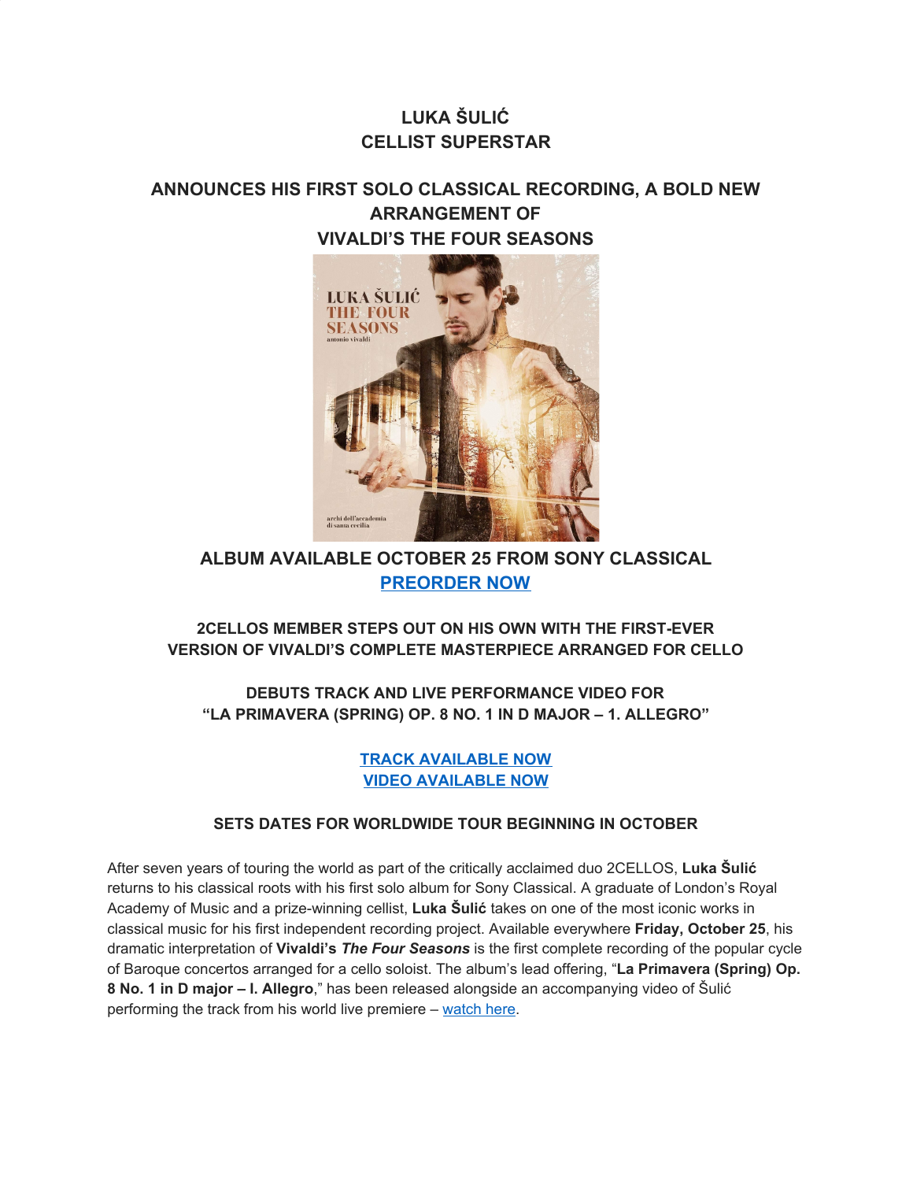# LUKA ŠULIĆ
# CELLIST SUPERSTAR

## ANNOUNCES HIS FIRST SOLO CLASSICAL RECORDING, A BOLD NEW ARRANGEMENT OF VIVALDI'S THE FOUR SEASONS

### ALBUM AVAILABLE OCTOBER 25 FROM SONY CLASSICAL

**[PREORDER NOW]**

### 2CELLOS MEMBER STEPS OUT ON HIS OWN WITH THE FIRST-EVER VERSION OF VIVALDI'S COMPLETE MASTERPIECE ARRANGED FOR CELLO

### DEBUTS TRACK AND LIVE PERFORMANCE VIDEO FOR "LA PRIMAVERA (SPRING) OP. 8 NO. 1 IN D MAJOR – 1. ALLEGRO"

**TRACK AVAILABLE NOW**
**VIDEO AVAILABLE NOW**

### SETS DATES FOR WORLDWIDE TOUR BEGINNING IN OCTOBER

After seven years of touring the world as part of the critically acclaimed duo 2CELLOS, **Luka Šulić** returns to his classical roots with his first solo album for Sony Classical. A graduate of London's Royal Academy of Music and a prize-winning cellist, **Luka Šulić** takes on one of the most iconic works in classical music for his first independent recording project. Available everywhere **Friday, October 25**, his dramatic interpretation of **Vivaldi's *The Four Seasons*** is the first complete recording of the popular cycle of Baroque concertos arranged for a cello soloist. The album's lead offering, "**La Primavera (Spring) Op. 8 No. 1 in D major – I. Allegro**," has been released alongside an accompanying video of Šulić performing the track from his world live premiere – watch here.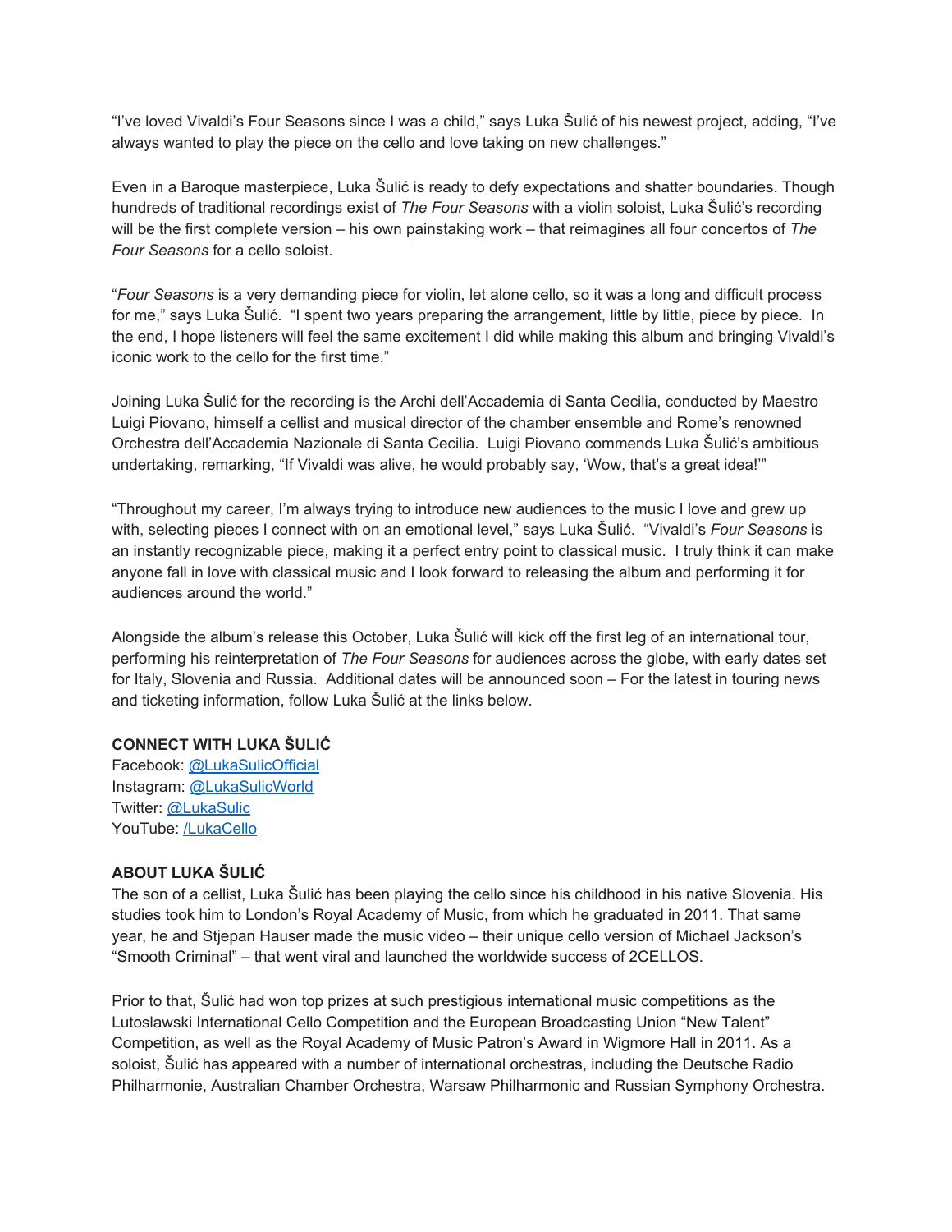"I've loved Vivaldi's Four Seasons since I was a child," says Luka Šulić of his newest project, adding, "I've always wanted to play the piece on the cello and love taking on new challenges."

Even in a Baroque masterpiece, Luka Šulić is ready to defy expectations and shatter boundaries. Though hundreds of traditional recordings exist of *The Four Seasons* with a violin soloist, Luka Šulić's recording will be the first complete version – his own painstaking work – that reimagines all four concertos of *The Four Seasons* for a cello soloist.

"*Four Seasons* is a very demanding piece for violin, let alone cello, so it was a long and difficult process for me," says Luka Šulić. "I spent two years preparing the arrangement, little by little, piece by piece. In the end, I hope listeners will feel the same excitement I did while making this album and bringing Vivaldi's iconic work to the cello for the first time."

Joining Luka Šulić for the recording is the Archi dell'Accademia di Santa Cecilia, conducted by Maestro Luigi Piovano, himself a cellist and musical director of the chamber ensemble and Rome's renowned Orchestra dell'Accademia Nazionale di Santa Cecilia. Luigi Piovano commends Luka Šulić's ambitious undertaking, remarking, "If Vivaldi was alive, he would probably say, 'Wow, that's a great idea!'"

"Throughout my career, I'm always trying to introduce new audiences to the music I love and grew up with, selecting pieces I connect with on an emotional level," says Luka Šulić. "Vivaldi's *Four Seasons* is an instantly recognizable piece, making it a perfect entry point to classical music. I truly think it can make anyone fall in love with classical music and I look forward to releasing the album and performing it for audiences around the world."

Alongside the album's release this October, Luka Šulić will kick off the first leg of an international tour, performing his reinterpretation of *The Four Seasons* for audiences across the globe, with early dates set for Italy, Slovenia and Russia. Additional dates will be announced soon – For the latest in touring news and ticketing information, follow Luka Šulić at the links below.

**CONNECT WITH LUKA ŠULIĆ**
Facebook: @LukaSulicOfficial
Instagram: @LukaSulicWorld
Twitter: @LukaSulic
YouTube: /LukaCello

**ABOUT LUKA ŠULIĆ**
The son of a cellist, Luka Šulić has been playing the cello since his childhood in his native Slovenia. His studies took him to London's Royal Academy of Music, from which he graduated in 2011. That same year, he and Stjepan Hauser made the music video – their unique cello version of Michael Jackson's "Smooth Criminal" – that went viral and launched the worldwide success of 2CELLOS.

Prior to that, Šulić had won top prizes at such prestigious international music competitions as the Lutoslawski International Cello Competition and the European Broadcasting Union "New Talent" Competition, as well as the Royal Academy of Music Patron's Award in Wigmore Hall in 2011. As a soloist, Šulić has appeared with a number of international orchestras, including the Deutsche Radio Philharmonie, Australian Chamber Orchestra, Warsaw Philharmonic and Russian Symphony Orchestra.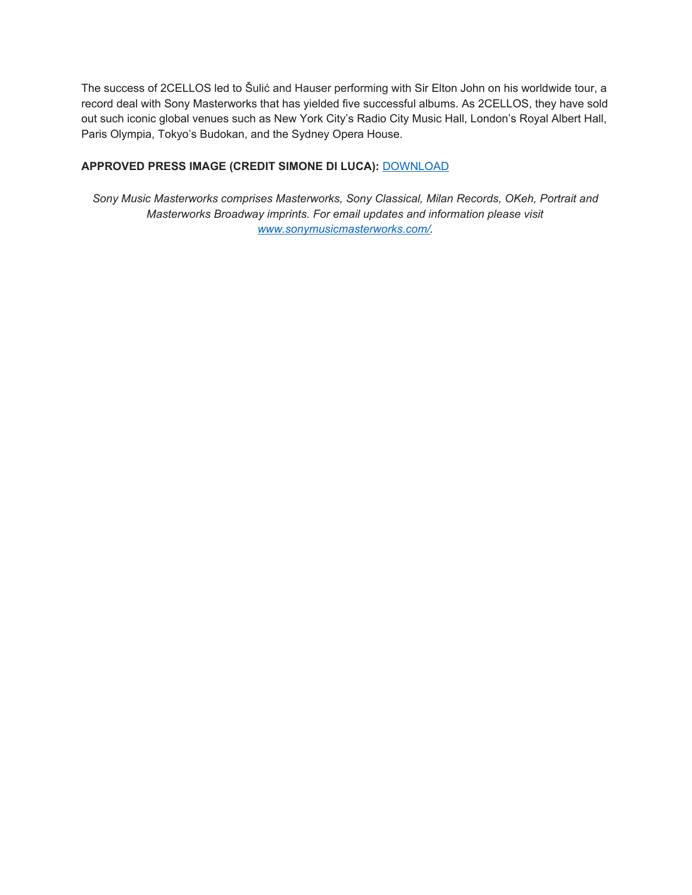The success of 2CELLOS led to Šulić and Hauser performing with Sir Elton John on his worldwide tour, a record deal with Sony Masterworks that has yielded five successful albums. As 2CELLOS, they have sold out such iconic global venues such as New York City's Radio City Music Hall, London's Royal Albert Hall, Paris Olympia, Tokyo's Budokan, and the Sydney Opera House.

**APPROVED PRESS IMAGE (CREDIT SIMONE DI LUCA):** DOWNLOAD

*Sony Music Masterworks comprises Masterworks, Sony Classical, Milan Records, OKeh, Portrait and Masterworks Broadway imprints. For email updates and information please visit www.sonymusicmasterworks.com/.*